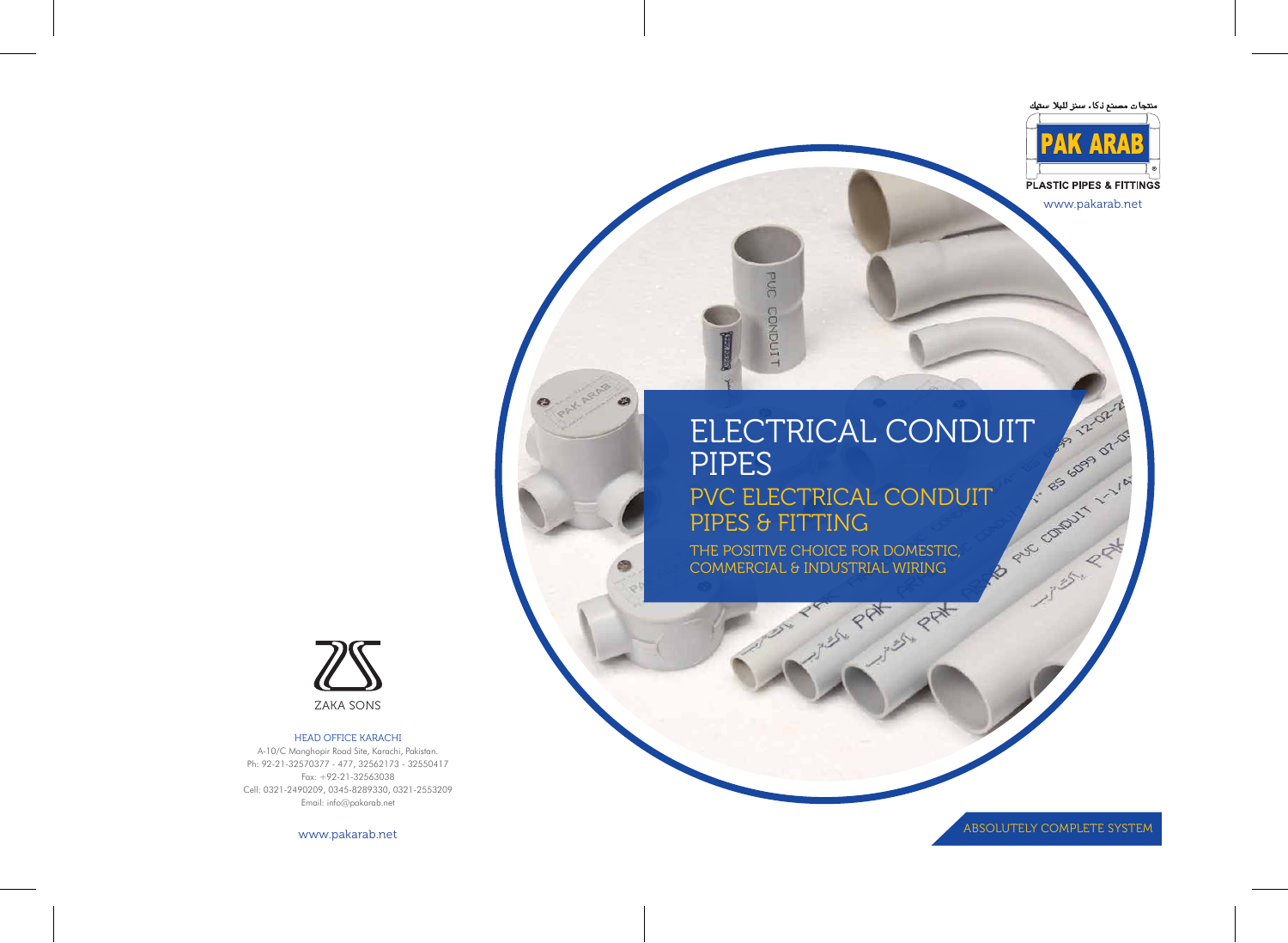منتجات مصنع ذكاء سنز للبلا ستيك

PAK ARAB

PLASTIC PIPES & FITTINGS

www.pakarab.net

# ELECTRICAL CONDUIT PIPES

## PVC ELECTRICAL CONDUIT PIPES & FITTING

THE POSITIVE CHOICE FOR DOMESTIC, COMMERCIAL & INDUSTRIAL WIRING

ABSOLUTELY COMPLETE SYSTEM

ZAKA SONS

HEAD OFFICE KARACHI

A-10/C Manghopir Road Site, Karachi, Pakistan.
Ph: 92-21-32570377 - 477, 32562173 - 32550417
Fax: +92-21-32563038
Cell: 0321-2490209, 0345-8289330, 0321-2553209
Email: info@pakarab.net

www.pakarab.net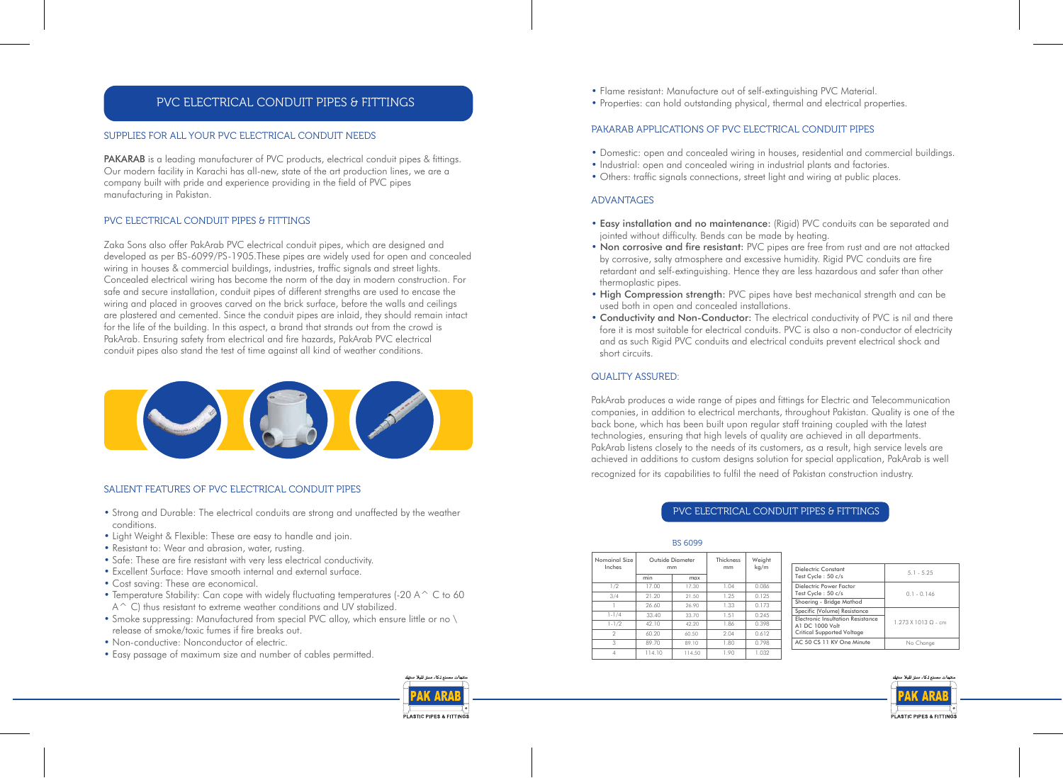# PVC ELECTRICAL CONDUIT PIPES & FITTINGS

## SUPPLIES FOR ALL YOUR PVC ELECTRICAL CONDUIT NEEDS

**PAKARAB** is a leading manufacturer of PVC products, electrical conduit pipes & fittings. Our modern facility in Karachi has all-new, state of the art production lines, we are a company built with pride and experience providing in the field of PVC pipes manufacturing in Pakistan.

## PVC ELECTRICAL CONDUIT PIPES & FITTINGS

Zaka Sons also offer PakArab PVC electrical conduit pipes, which are designed and developed as per BS-6099/PS-1905.These pipes are widely used for open and concealed wiring in houses & commercial buildings, industries, traffic signals and street lights. Concealed electrical wiring has become the norm of the day in modern construction. For safe and secure installation, conduit pipes of different strengths are used to encase the wiring and placed in grooves carved on the brick surface, before the walls and ceilings are plastered and cemented. Since the conduit pipes are inlaid, they should remain intact for the life of the building. In this aspect, a brand that strands out from the crowd is PakArab. Ensuring safety from electrical and fire hazards, PakArab PVC electrical conduit pipes also stand the test of time against all kind of weather conditions.

## SALIENT FEATURES OF PVC ELECTRICAL CONDUIT PIPES

- Strong and Durable: The electrical conduits are strong and unaffected by the weather conditions.
- Light Weight & Flexible: These are easy to handle and join.
- Resistant to: Wear and abrasion, water, rusting.
- Safe: These are fire resistant with very less electrical conductivity.
- Excellent Surface: Have smooth internal and external surface.
- Cost saving: These are economical.
- Temperature Stability: Can cope with widely fluctuating temperatures (-20 A^ C to 60 A^ C) thus resistant to extreme weather conditions and UV stabilized.
- Smoke suppressing: Manufactured from special PVC alloy, which ensure little or no \ release of smoke/toxic fumes if fire breaks out.
- Non-conductive: Nonconductor of electric.
- Easy passage of maximum size and number of cables permitted.
- Flame resistant: Manufacture out of self-extinguishing PVC Material.
- Properties: can hold outstanding physical, thermal and electrical properties.

## PAKARAB APPLICATIONS OF PVC ELECTRICAL CONDUIT PIPES

- Domestic: open and concealed wiring in houses, residential and commercial buildings.
- Industrial: open and concealed wiring in industrial plants and factories.
- Others: traffic signals connections, street light and wiring at public places.

## ADVANTAGES

- **Easy installation and no maintenance:** (Rigid) PVC conduits can be separated and jointed without difficulty. Bends can be made by heating.
- **Non corrosive and fire resistant:** PVC pipes are free from rust and are not attacked by corrosive, salty atmosphere and excessive humidity. Rigid PVC conduits are fire retardant and self-extinguishing. Hence they are less hazardous and safer than other thermoplastic pipes.
- **High Compression strength:** PVC pipes have best mechanical strength and can be used both in open and concealed installations.
- **Conductivity and Non-Conductor:** The electrical conductivity of PVC is nil and there fore it is most suitable for electrical conduits. PVC is also a non-conductor of electricity and as such Rigid PVC conduits and electrical conduits prevent electrical shock and short circuits.

## QUALITY ASSURED:

PakArab produces a wide range of pipes and fittings for Electric and Telecommunication companies, in addition to electrical merchants, throughout Pakistan. Quality is one of the back bone, which has been built upon regular staff training coupled with the latest technologies, ensuring that high levels of quality are achieved in all departments. PakArab listens closely to the needs of its customers, as a result, high service levels are achieved in additions to custom designs solution for special application, PakArab is well recognized for its capabilities to fulfil the need of Pakistan construction industry.

## PVC ELECTRICAL CONDUIT PIPES & FITTINGS

BS 6099

| Nomainal Size Inches | Outside Diameter mm | | Thickness mm | Weight kg/m |
|---|---|---|---|---|
| | min | max | | |
| 1/2 | 17.00 | 17.30 | 1.04 | 0.086 |
| 3/4 | 21.20 | 21.50 | 1.25 | 0.125 |
| 1 | 26.60 | 26.90 | 1.33 | 0.173 |
| 1-1/4 | 33.40 | 33.70 | 1.51 | 0.245 |
| 1-1/2 | 42.10 | 42.20 | 1.86 | 0.398 |
| 2 | 60.20 | 60.50 | 2.04 | 0.612 |
| 3 | 89.70 | 89.10 | 1.80 | 0.798 |
| 4 | 114.10 | 114.50 | 1.90 | 1.032 |

| | |
|---|---|
| Dielectric Constant Test Cycle : 50 c/s | 5.1 - 5.25 |
| Dielectric Power Factor Test Cycle : 50 c/s | 0.1 - 0.146 |
| Shoering - Bridge Mathod | |
| Specific (Volume) Resistance | 1.273 X 1013 Ω - cm |
| Electronic Insultation Resistance A1 DC 1000 Volt Critical Supported Voltage | |
| AC 50 CS 11 KV One Minute | No Change |